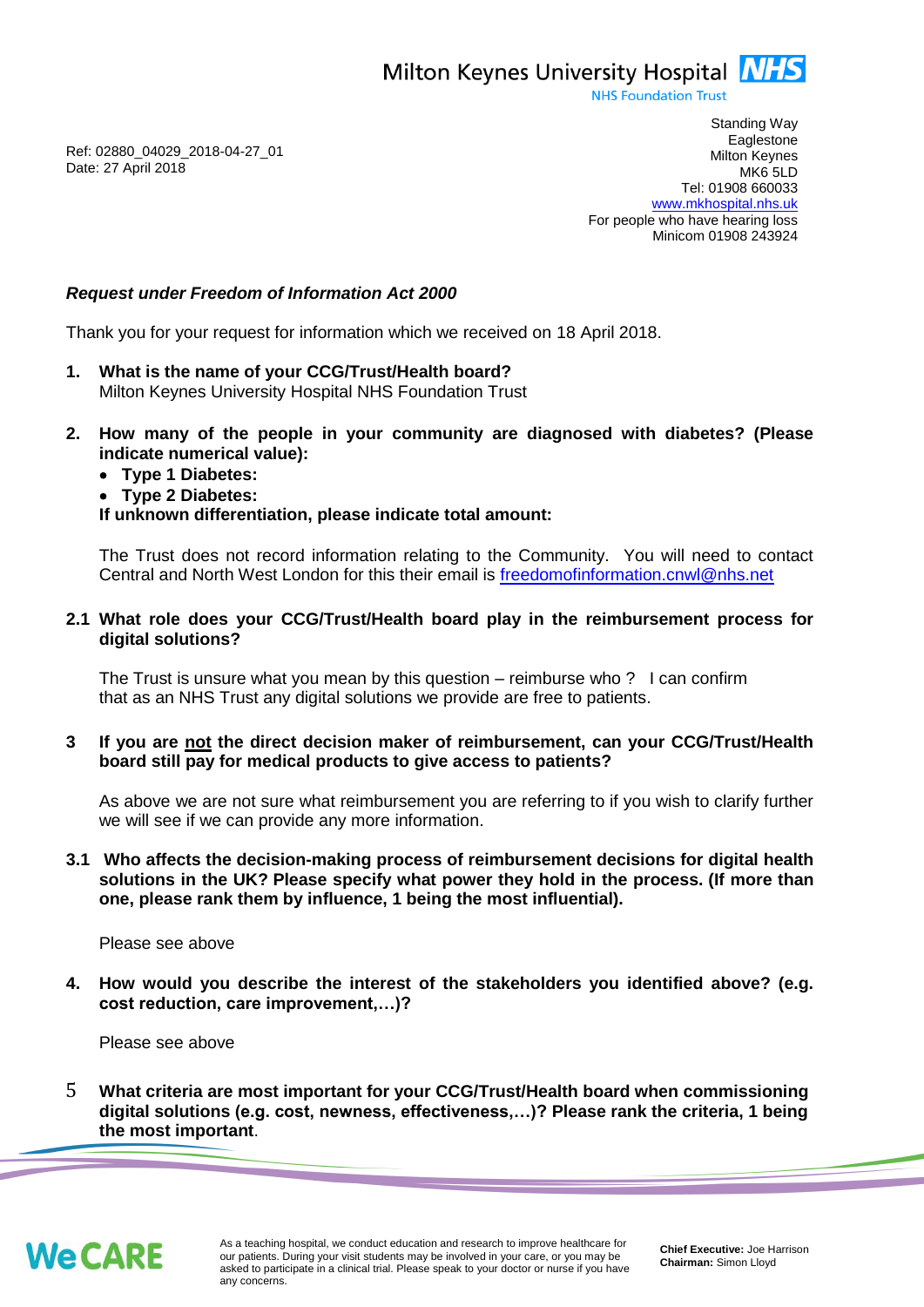Milton Keynes University Hospital NHS Foundation Trust

Standing Way
Eaglestone
Milton Keynes
MK6 5LD
Tel: 01908 660033
www.mkhospital.nhs.uk
For people who have hearing loss
Minicom 01908 243924

Ref: 02880_04029_2018-04-27_01
Date: 27 April 2018

***Request under Freedom of Information Act 2000***

Thank you for your request for information which we received on 18 April 2018.

1. **What is the name of your CCG/Trust/Health board?**
   Milton Keynes University Hospital NHS Foundation Trust

2. **How many of the people in your community are diagnosed with diabetes? (Please indicate numerical value):**
   - **Type 1 Diabetes:**
   - **Type 2 Diabetes:**

   **If unknown differentiation, please indicate total amount:**

   The Trust does not record information relating to the Community. You will need to contact Central and North West London for this their email is freedomofinformation.cnwl@nhs.net

**2.1 What role does your CCG/Trust/Health board play in the reimbursement process for digital solutions?**

The Trust is unsure what you mean by this question – reimburse who ? I can confirm that as an NHS Trust any digital solutions we provide are free to patients.

**3 If you are <u>not</u> the direct decision maker of reimbursement, can your CCG/Trust/Health board still pay for medical products to give access to patients?**

As above we are not sure what reimbursement you are referring to if you wish to clarify further we will see if we can provide any more information.

**3.1 Who affects the decision-making process of reimbursement decisions for digital health solutions in the UK? Please specify what power they hold in the process. (If more than one, please rank them by influence, 1 being the most influential).**

Please see above

**4. How would you describe the interest of the stakeholders you identified above? (e.g. cost reduction, care improvement,…)?**

Please see above

**5 What criteria are most important for your CCG/Trust/Health board when commissioning digital solutions (e.g. cost, newness, effectiveness,…)? Please rank the criteria, 1 being the most important**.

WeCARE

As a teaching hospital, we conduct education and research to improve healthcare for our patients. During your visit students may be involved in your care, or you may be asked to participate in a clinical trial. Please speak to your doctor or nurse if you have any concerns.

**Chief Executive:** Joe Harrison
**Chairman:** Simon Lloyd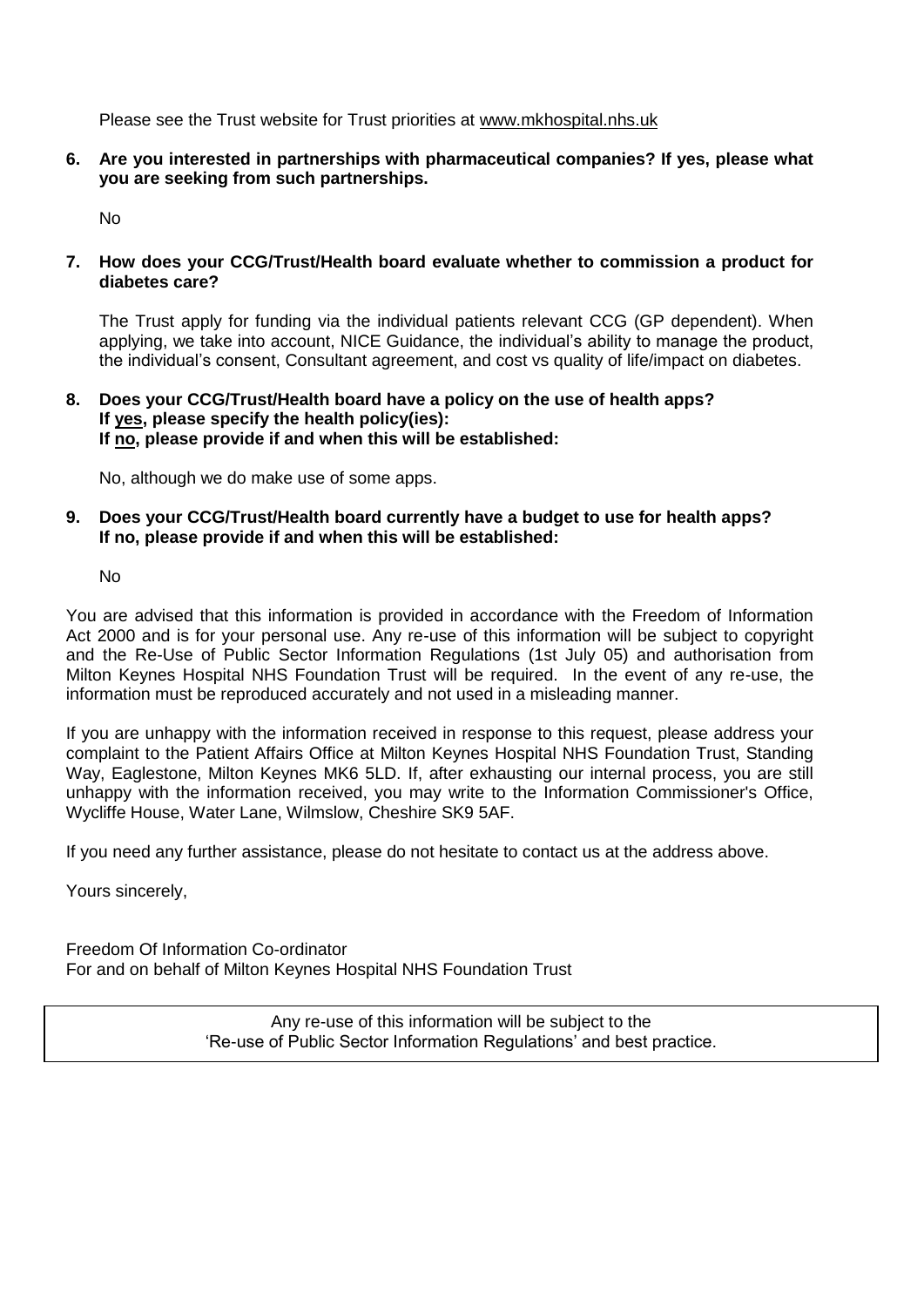Please see the Trust website for Trust priorities at www.mkhospital.nhs.uk

**6. Are you interested in partnerships with pharmaceutical companies? If yes, please what you are seeking from such partnerships.**

No

**7. How does your CCG/Trust/Health board evaluate whether to commission a product for diabetes care?**

The Trust apply for funding via the individual patients relevant CCG (GP dependent). When applying, we take into account, NICE Guidance, the individual's ability to manage the product, the individual's consent, Consultant agreement, and cost vs quality of life/impact on diabetes.

**8. Does your CCG/Trust/Health board have a policy on the use of health apps?**
**If yes, please specify the health policy(ies):**
**If no, please provide if and when this will be established:**

No, although we do make use of some apps.

**9. Does your CCG/Trust/Health board currently have a budget to use for health apps? If no, please provide if and when this will be established:**

No

You are advised that this information is provided in accordance with the Freedom of Information Act 2000 and is for your personal use. Any re-use of this information will be subject to copyright and the Re-Use of Public Sector Information Regulations (1st July 05) and authorisation from Milton Keynes Hospital NHS Foundation Trust will be required. In the event of any re-use, the information must be reproduced accurately and not used in a misleading manner.

If you are unhappy with the information received in response to this request, please address your complaint to the Patient Affairs Office at Milton Keynes Hospital NHS Foundation Trust, Standing Way, Eaglestone, Milton Keynes MK6 5LD. If, after exhausting our internal process, you are still unhappy with the information received, you may write to the Information Commissioner's Office, Wycliffe House, Water Lane, Wilmslow, Cheshire SK9 5AF.

If you need any further assistance, please do not hesitate to contact us at the address above.

Yours sincerely,

Freedom Of Information Co-ordinator
For and on behalf of Milton Keynes Hospital NHS Foundation Trust

Any re-use of this information will be subject to the 'Re-use of Public Sector Information Regulations' and best practice.